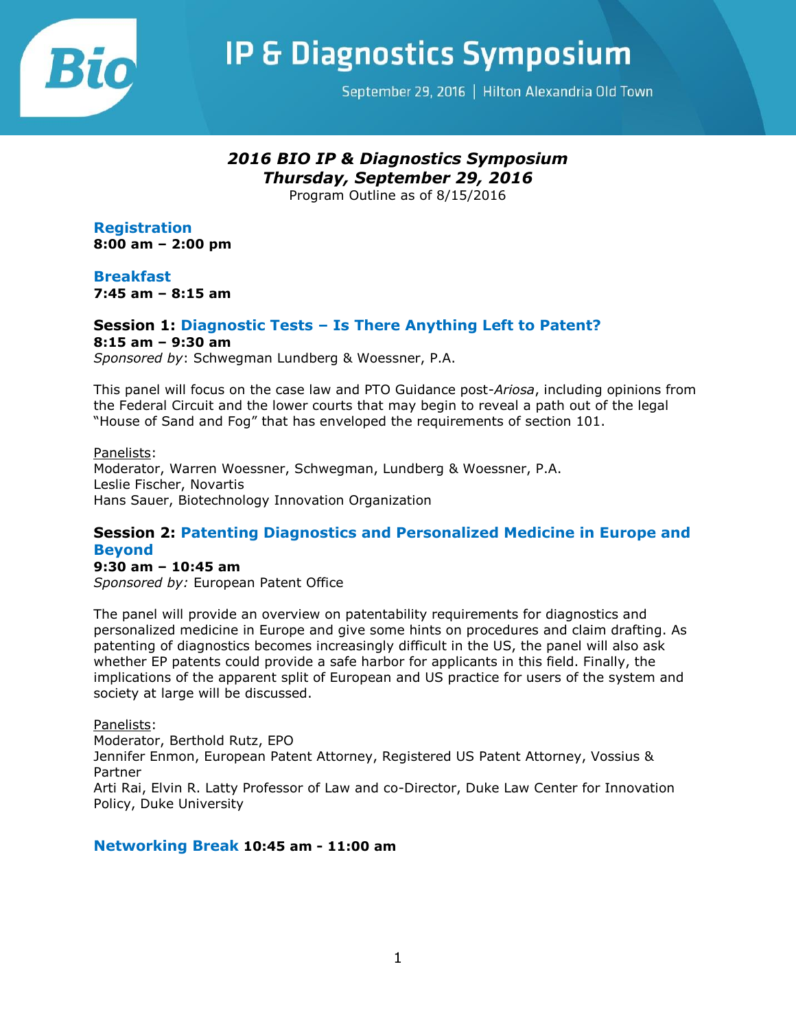# IP & Diagnostics Symposium

September 29, 2016 | Hilton Alexandria Old Town

## *2016 BIO IP & Diagnostics Symposium*
## *Thursday, September 29, 2016*

Program Outline as of 8/15/2016

### Registration
**8:00 am – 2:00 pm**

### Breakfast
**7:45 am – 8:15 am**

### Session 1: Diagnostic Tests – Is There Anything Left to Patent?
**8:15 am – 9:30 am**

*Sponsored by*: Schwegman Lundberg & Woessner, P.A.

This panel will focus on the case law and PTO Guidance post-*Ariosa*, including opinions from the Federal Circuit and the lower courts that may begin to reveal a path out of the legal "House of Sand and Fog" that has enveloped the requirements of section 101.

Panelists:
Moderator, Warren Woessner, Schwegman, Lundberg & Woessner, P.A.
Leslie Fischer, Novartis
Hans Sauer, Biotechnology Innovation Organization

### Session 2: Patenting Diagnostics and Personalized Medicine in Europe and Beyond
**9:30 am – 10:45 am**

*Sponsored by:* European Patent Office

The panel will provide an overview on patentability requirements for diagnostics and personalized medicine in Europe and give some hints on procedures and claim drafting. As patenting of diagnostics becomes increasingly difficult in the US, the panel will also ask whether EP patents could provide a safe harbor for applicants in this field. Finally, the implications of the apparent split of European and US practice for users of the system and society at large will be discussed.

Panelists:
Moderator, Berthold Rutz, EPO
Jennifer Enmon, European Patent Attorney, Registered US Patent Attorney, Vossius & Partner
Arti Rai, Elvin R. Latty Professor of Law and co-Director, Duke Law Center for Innovation Policy, Duke University

### Networking Break **10:45 am - 11:00 am**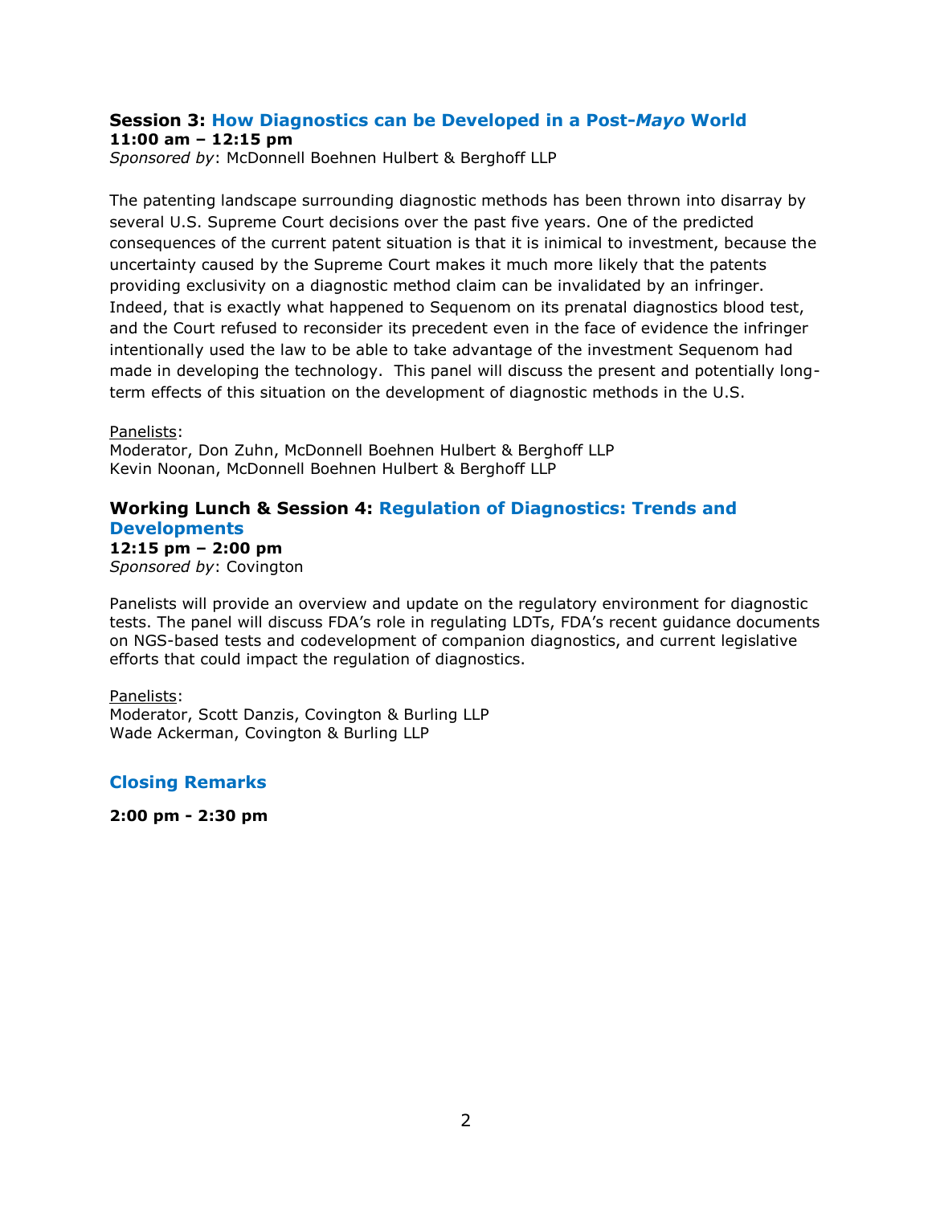### **Session 3: How Diagnostics can be Developed in a Post-*Mayo* World**

**11:00 am – 12:15 pm**

*Sponsored by*: McDonnell Boehnen Hulbert & Berghoff LLP

The patenting landscape surrounding diagnostic methods has been thrown into disarray by several U.S. Supreme Court decisions over the past five years. One of the predicted consequences of the current patent situation is that it is inimical to investment, because the uncertainty caused by the Supreme Court makes it much more likely that the patents providing exclusivity on a diagnostic method claim can be invalidated by an infringer. Indeed, that is exactly what happened to Sequenom on its prenatal diagnostics blood test, and the Court refused to reconsider its precedent even in the face of evidence the infringer intentionally used the law to be able to take advantage of the investment Sequenom had made in developing the technology. This panel will discuss the present and potentially long-term effects of this situation on the development of diagnostic methods in the U.S.

Panelists:
Moderator, Don Zuhn, McDonnell Boehnen Hulbert & Berghoff LLP
Kevin Noonan, McDonnell Boehnen Hulbert & Berghoff LLP

### **Working Lunch & Session 4: Regulation of Diagnostics: Trends and Developments**

**12:15 pm – 2:00 pm**

*Sponsored by*: Covington

Panelists will provide an overview and update on the regulatory environment for diagnostic tests. The panel will discuss FDA's role in regulating LDTs, FDA's recent guidance documents on NGS-based tests and codevelopment of companion diagnostics, and current legislative efforts that could impact the regulation of diagnostics.

Panelists:
Moderator, Scott Danzis, Covington & Burling LLP
Wade Ackerman, Covington & Burling LLP

### **Closing Remarks**

**2:00 pm - 2:30 pm**